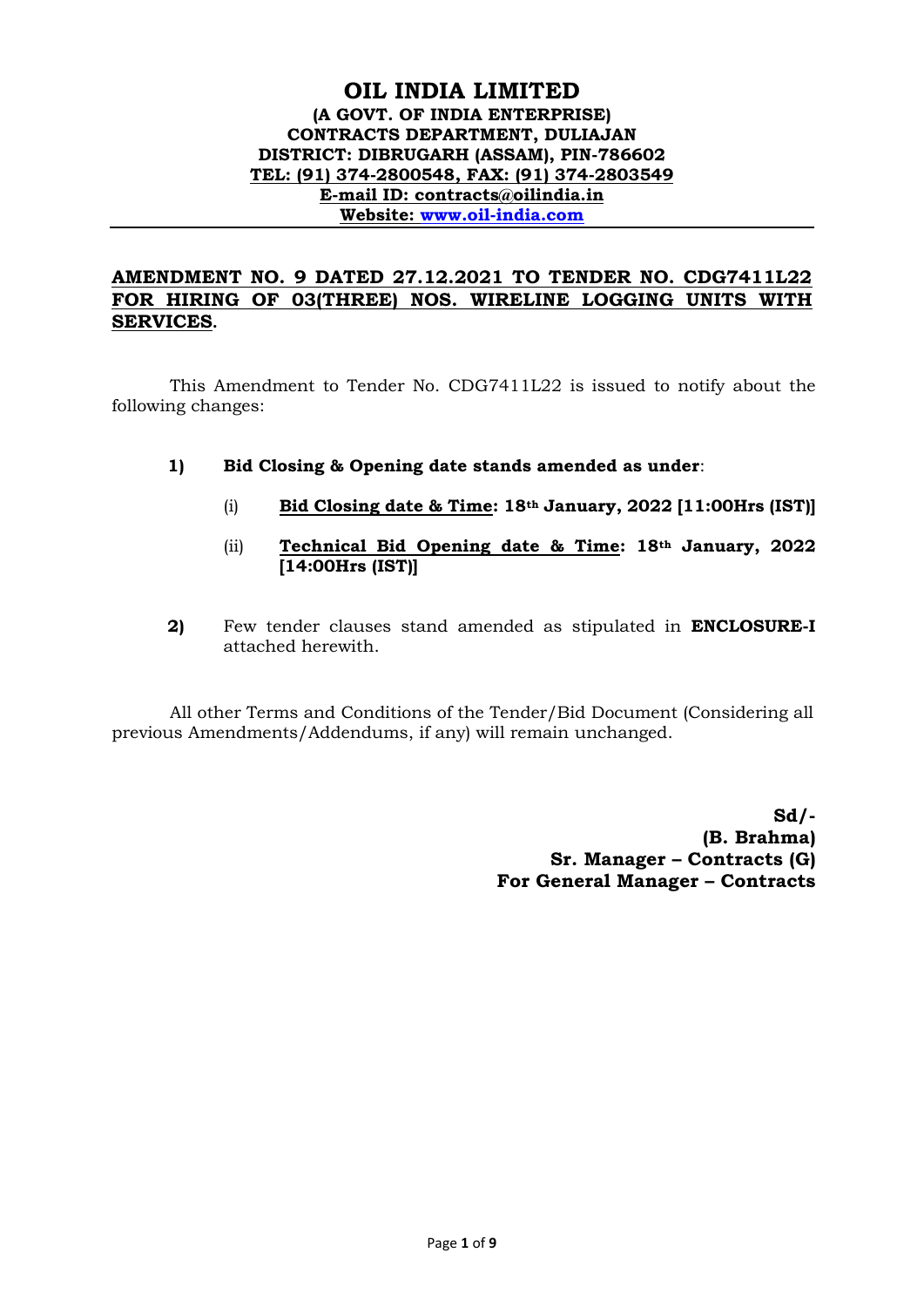# OIL INDIA LIMITED

**(A GOVT. OF INDIA ENTERPRISE)**
**CONTRACTS DEPARTMENT, DULIAJAN**
**DISTRICT: DIBRUGARH (ASSAM), PIN-786602**
**TEL: (91) 374-2800548, FAX: (91) 374-2803549**
**E-mail ID: contracts@oilindia.in**
**Website: www.oil-india.com**

---

## AMENDMENT NO. 9 DATED 27.12.2021 TO TENDER NO. CDG7411L22 FOR HIRING OF 03(THREE) NOS. WIRELINE LOGGING UNITS WITH SERVICES.

This Amendment to Tender No. CDG7411L22 is issued to notify about the following changes:

**1) Bid Closing & Opening date stands amended as under**:

(i) **Bid Closing date & Time: 18th January, 2022 [11:00Hrs (IST)]**

(ii) **Technical Bid Opening date & Time: 18th January, 2022 [14:00Hrs (IST)]**

**2)** Few tender clauses stand amended as stipulated in **ENCLOSURE-I** attached herewith.

All other Terms and Conditions of the Tender/Bid Document (Considering all previous Amendments/Addendums, if any) will remain unchanged.

**Sd/-**
**(B. Brahma)**
**Sr. Manager – Contracts (G)**
**For General Manager – Contracts**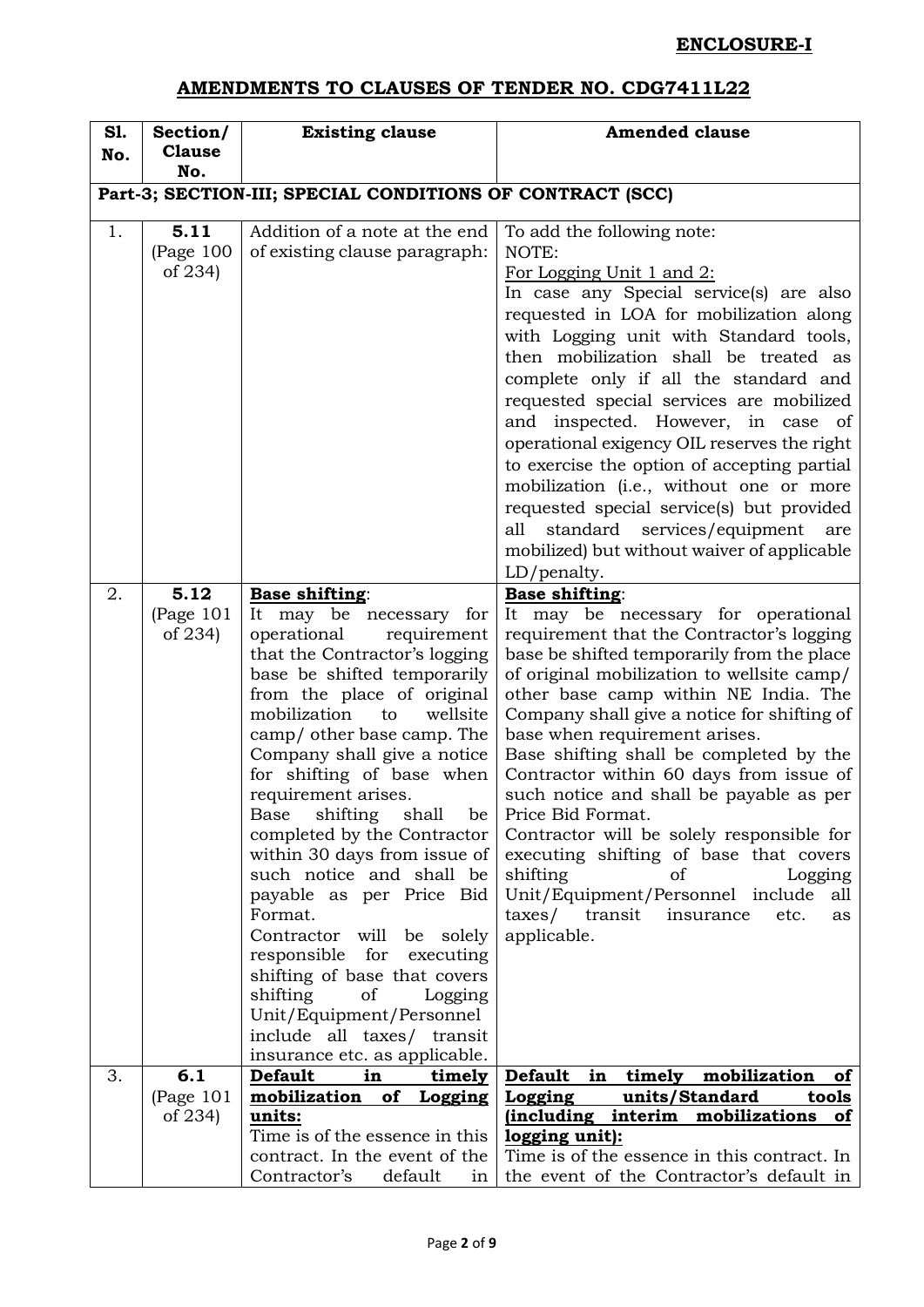**ENCLOSURE-I**

## AMENDMENTS TO CLAUSES OF TENDER NO. CDG7411L22

| Sl. No. | Section/ Clause No. | Existing clause | Amended clause |
|---|---|---|---|
| **Part-3; SECTION-III; SPECIAL CONDITIONS OF CONTRACT (SCC)** | | | |
| 1. | **5.11** (Page 100 of 234) | Addition of a note at the end of existing clause paragraph: | To add the following note:<br>NOTE:<br>For Logging Unit 1 and 2:<br>In case any Special service(s) are also requested in LOA for mobilization along with Logging unit with Standard tools, then mobilization shall be treated as complete only if all the standard and requested special services are mobilized and inspected. However, in case of operational exigency OIL reserves the right to exercise the option of accepting partial mobilization (i.e., without one or more requested special service(s) but provided all standard services/equipment are mobilized) but without waiver of applicable LD/penalty. |
| 2. | **5.12** (Page 101 of 234) | **Base shifting**:<br>It may be necessary for operational requirement that the Contractor's logging base be shifted temporarily from the place of original mobilization to wellsite camp/ other base camp. The Company shall give a notice for shifting of base when requirement arises.<br>Base shifting shall be completed by the Contractor within 30 days from issue of such notice and shall be payable as per Price Bid Format.<br>Contractor will be solely responsible for executing shifting of base that covers shifting of Logging Unit/Equipment/Personnel include all taxes/ transit insurance etc. as applicable. | **Base shifting**:<br>It may be necessary for operational requirement that the Contractor's logging base be shifted temporarily from the place of original mobilization to wellsite camp/ other base camp within NE India. The Company shall give a notice for shifting of base when requirement arises.<br>Base shifting shall be completed by the Contractor within 60 days from issue of such notice and shall be payable as per Price Bid Format.<br>Contractor will be solely responsible for executing shifting of base that covers shifting of Logging Unit/Equipment/Personnel include all taxes/ transit insurance etc. as applicable. |
| 3. | **6.1** (Page 101 of 234) | **Default in timely mobilization of Logging units:**<br>Time is of the essence in this contract. In the event of the Contractor's default in | **Default in timely mobilization of Logging units/Standard tools (including interim mobilizations of logging unit):**<br>Time is of the essence in this contract. In the event of the Contractor's default in |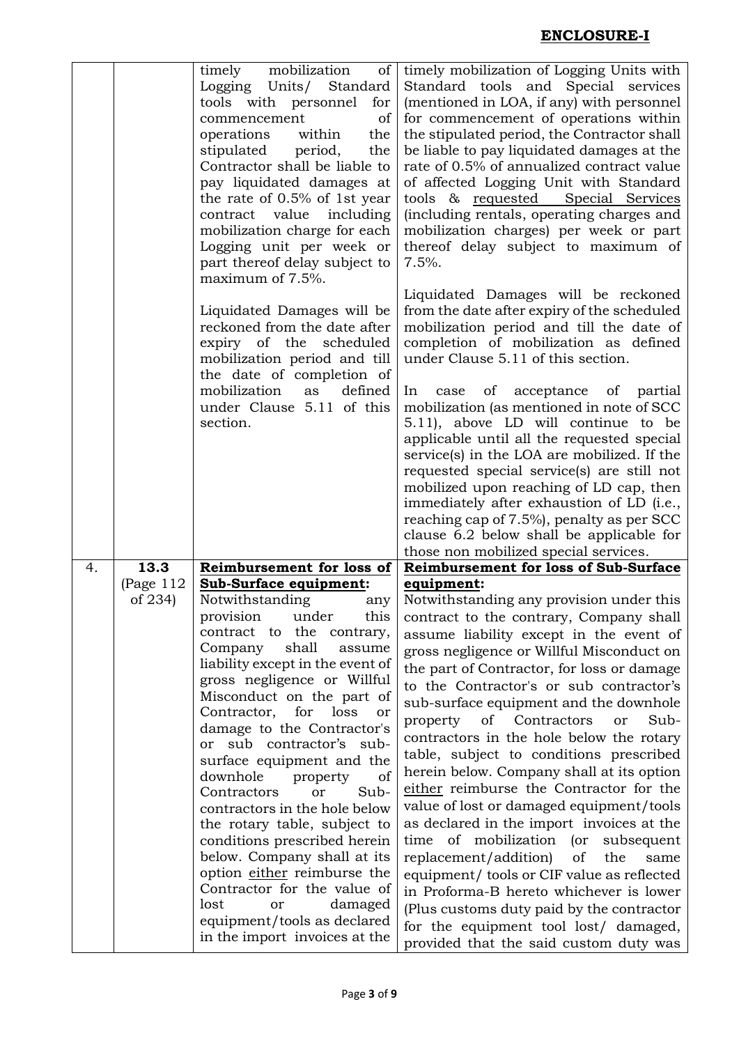**ENCLOSURE-I**

| | | | |
|---|---|---|---|
| | | timely mobilization of Logging Units/ Standard tools with personnel for commencement of operations within the stipulated period, the Contractor shall be liable to pay liquidated damages at the rate of 0.5% of 1st year contract value including mobilization charge for each Logging unit per week or part thereof delay subject to maximum of 7.5%.<br><br>Liquidated Damages will be reckoned from the date after expiry of the scheduled mobilization period and till the date of completion of mobilization as defined under Clause 5.11 of this section. | timely mobilization of Logging Units with Standard tools and Special services (mentioned in LOA, if any) with personnel for commencement of operations within the stipulated period, the Contractor shall be liable to pay liquidated damages at the rate of 0.5% of annualized contract value of affected Logging Unit with Standard tools & <u>requested Special Services</u> (including rentals, operating charges and mobilization charges) per week or part thereof delay subject to maximum of 7.5%.<br><br>Liquidated Damages will be reckoned from the date after expiry of the scheduled mobilization period and till the date of completion of mobilization as defined under Clause 5.11 of this section.<br><br>In case of acceptance of partial mobilization (as mentioned in note of SCC 5.11), above LD will continue to be applicable until all the requested special service(s) in the LOA are mobilized. If the requested special service(s) are still not mobilized upon reaching of LD cap, then immediately after exhaustion of LD (i.e., reaching cap of 7.5%), penalty as per SCC clause 6.2 below shall be applicable for those non mobilized special services. |
| 4. | **13.3** (Page 112 of 234) | **<u>Reimbursement for loss of Sub-Surface equipment:</u>**<br>Notwithstanding any provision under this contract to the contrary, Company shall assume liability except in the event of gross negligence or Willful Misconduct on the part of Contractor, for loss or damage to the Contractor's or sub contractor's sub-surface equipment and the downhole property of Contractors or Sub-contractors in the hole below the rotary table, subject to conditions prescribed herein below. Company shall at its option <u>either</u> reimburse the Contractor for the value of lost or damaged equipment/tools as declared in the import invoices at the | **<u>Reimbursement for loss of Sub-Surface equipment:</u>**<br>Notwithstanding any provision under this contract to the contrary, Company shall assume liability except in the event of gross negligence or Willful Misconduct on the part of Contractor, for loss or damage to the Contractor's or sub contractor's sub-surface equipment and the downhole property of Contractors or Sub-contractors in the hole below the rotary table, subject to conditions prescribed herein below. Company shall at its option <u>either</u> reimburse the Contractor for the value of lost or damaged equipment/tools as declared in the import invoices at the time of mobilization (or subsequent replacement/addition) of the same equipment/ tools or CIF value as reflected in Proforma-B hereto whichever is lower (Plus customs duty paid by the contractor for the equipment tool lost/ damaged, provided that the said custom duty was |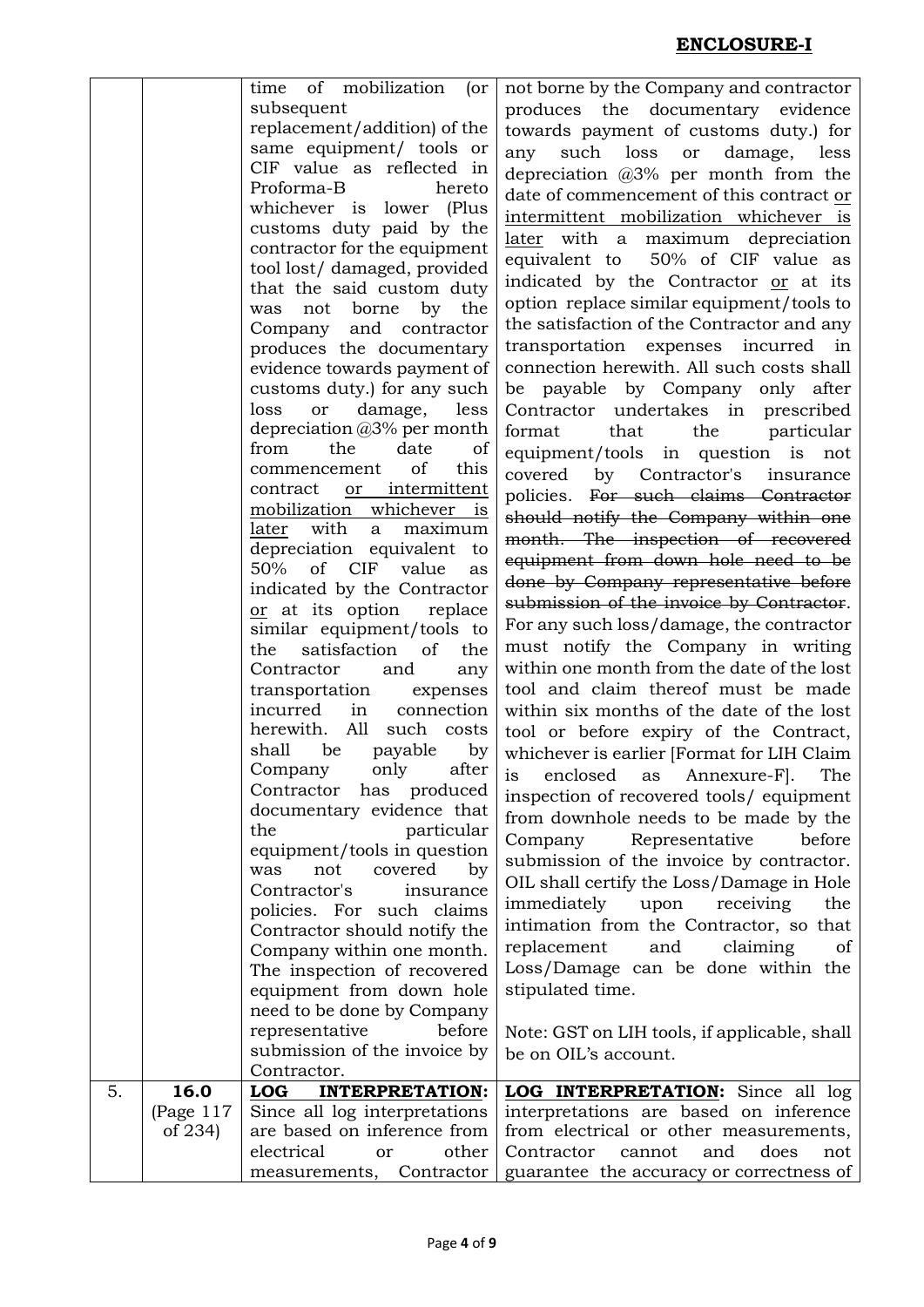## ENCLOSURE-I

| | | | |
|---|---|---|---|
| | | time of mobilization (or subsequent replacement/addition) of the same equipment/ tools or CIF value as reflected in Proforma-B hereto whichever is lower (Plus customs duty paid by the contractor for the equipment tool lost/ damaged, provided that the said custom duty was not borne by the Company and contractor produces the documentary evidence towards payment of customs duty.) for any such loss or damage, less depreciation @3% per month from the date of commencement of this contract <u>or intermittent mobilization whichever is later</u> with a maximum depreciation equivalent to 50% of CIF value as indicated by the Contractor <u>or</u> at its option replace similar equipment/tools to the satisfaction of the Contractor and any transportation expenses incurred in connection herewith. All such costs shall be payable by Company only after Contractor has produced documentary evidence that the particular equipment/tools in question was not covered by Contractor's insurance policies. For such claims Contractor should notify the Company within one month. The inspection of recovered equipment from down hole need to be done by Company representative before submission of the invoice by Contractor. | not borne by the Company and contractor produces the documentary evidence towards payment of customs duty.) for any such loss or damage, less depreciation @3% per month from the date of commencement of this contract <u>or intermittent mobilization whichever is later</u> with a maximum depreciation equivalent to 50% of CIF value as indicated by the Contractor <u>or</u> at its option replace similar equipment/tools to the satisfaction of the Contractor and any transportation expenses incurred in connection herewith. All such costs shall be payable by Company only after Contractor undertakes in prescribed format that the particular equipment/tools in question is not covered by Contractor's insurance policies. ~~For such claims Contractor should notify the Company within one month. The inspection of recovered equipment from down hole need to be done by Company representative before submission of the invoice by Contractor~~. For any such loss/damage, the contractor must notify the Company in writing within one month from the date of the lost tool and claim thereof must be made within six months of the date of the lost tool or before expiry of the Contract, whichever is earlier [Format for LIH Claim is enclosed as Annexure-F]. The inspection of recovered tools/ equipment from downhole needs to be made by the Company Representative before submission of the invoice by contractor. OIL shall certify the Loss/Damage in Hole immediately upon receiving the intimation from the Contractor, so that replacement and claiming of Loss/Damage can be done within the stipulated time.<br><br>Note: GST on LIH tools, if applicable, shall be on OIL's account. |
| 5. | **16.0** (Page 117 of 234) | **LOG INTERPRETATION:** Since all log interpretations are based on inference from electrical or other measurements, Contractor | **LOG INTERPRETATION:** Since all log interpretations are based on inference from electrical or other measurements, Contractor cannot and does not guarantee the accuracy or correctness of |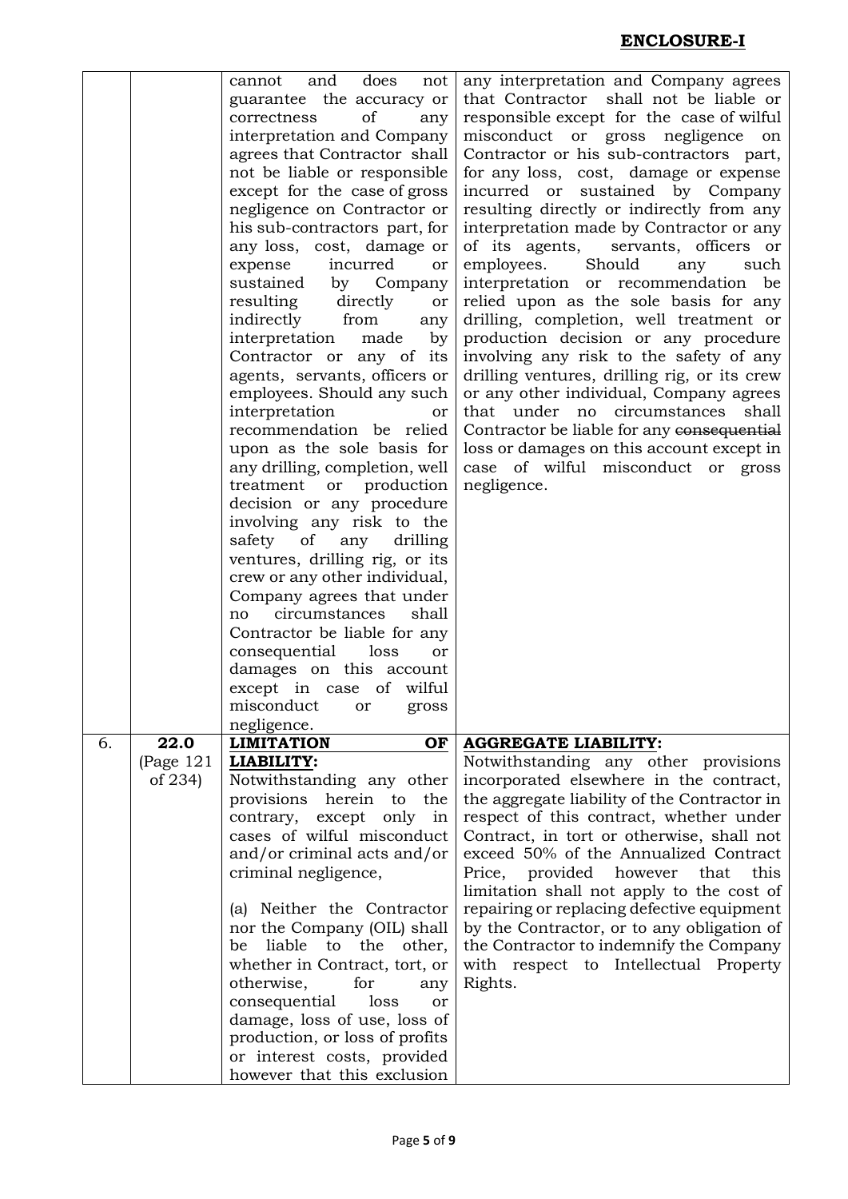**ENCLOSURE-I**

| | | | |
|---|---|---|---|
| | | cannot and does not guarantee the accuracy or correctness of any interpretation and Company agrees that Contractor shall not be liable or responsible except for the case of gross negligence on Contractor or his sub-contractors part, for any loss, cost, damage or expense incurred or sustained by Company resulting directly or indirectly from any interpretation made by Contractor or any of its agents, servants, officers or employees. Should any such interpretation or recommendation be relied upon as the sole basis for any drilling, completion, well treatment or production decision or any procedure involving any risk to the safety of any drilling ventures, drilling rig, or its crew or any other individual, Company agrees that under no circumstances shall Contractor be liable for any consequential loss or damages on this account except in case of wilful misconduct or gross negligence. | any interpretation and Company agrees that Contractor shall not be liable or responsible except for the case of wilful misconduct or gross negligence on Contractor or his sub-contractors part, for any loss, cost, damage or expense incurred or sustained by Company resulting directly or indirectly from any interpretation made by Contractor or any of its agents, servants, officers or employees. Should any such interpretation or recommendation be relied upon as the sole basis for any drilling, completion, well treatment or production decision or any procedure involving any risk to the safety of any drilling ventures, drilling rig, or its crew or any other individual, Company agrees that under no circumstances shall Contractor be liable for any ~~consequential~~ loss or damages on this account except in case of wilful misconduct or gross negligence. |
| 6. | **22.0** (Page 121 of 234) | **LIMITATION OF LIABILITY:**<br>Notwithstanding any other provisions herein to the contrary, except only in cases of wilful misconduct and/or criminal acts and/or criminal negligence,<br><br>(a) Neither the Contractor nor the Company (OIL) shall be liable to the other, whether in Contract, tort, or otherwise, for any consequential loss or damage, loss of use, loss of production, or loss of profits or interest costs, provided however that this exclusion | **AGGREGATE LIABILITY:**<br>Notwithstanding any other provisions incorporated elsewhere in the contract, the aggregate liability of the Contractor in respect of this contract, whether under Contract, in tort or otherwise, shall not exceed 50% of the Annualized Contract Price, provided however that this limitation shall not apply to the cost of repairing or replacing defective equipment by the Contractor, or to any obligation of the Contractor to indemnify the Company with respect to Intellectual Property Rights. |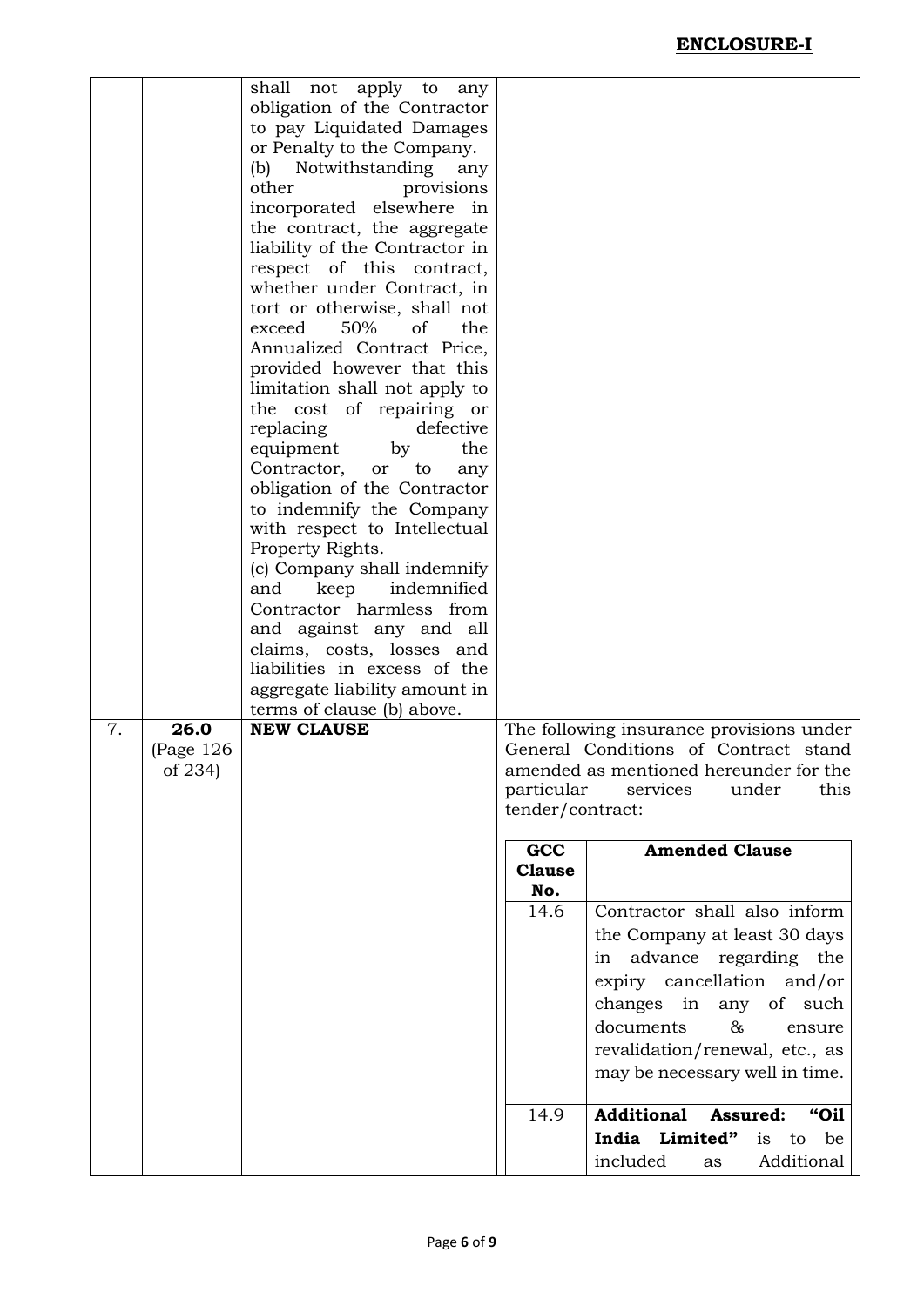**ENCLOSURE-I**

| | | | |
|---|---|---|---|
| | | shall not apply to any obligation of the Contractor to pay Liquidated Damages or Penalty to the Company.<br>(b) Notwithstanding any other provisions incorporated elsewhere in the contract, the aggregate liability of the Contractor in respect of this contract, whether under Contract, in tort or otherwise, shall not exceed 50% of the Annualized Contract Price, provided however that this limitation shall not apply to the cost of repairing or replacing defective equipment by the Contractor, or to any obligation of the Contractor to indemnify the Company with respect to Intellectual Property Rights.<br>(c) Company shall indemnify and keep indemnified Contractor harmless from and against any and all claims, costs, losses and liabilities in excess of the aggregate liability amount in terms of clause (b) above. | |
| 7. | **26.0** (Page 126 of 234) | **NEW CLAUSE** | The following insurance provisions under General Conditions of Contract stand amended as mentioned hereunder for the particular services under this tender/contract:<br><br>**GCC Clause No.** — **Amended Clause**<br><br>14.6 — Contractor shall also inform the Company at least 30 days in advance regarding the expiry cancellation and/or changes in any of such documents & ensure revalidation/renewal, etc., as may be necessary well in time.<br><br>14.9 — **Additional Assured: "Oil India Limited"** is to be included as Additional |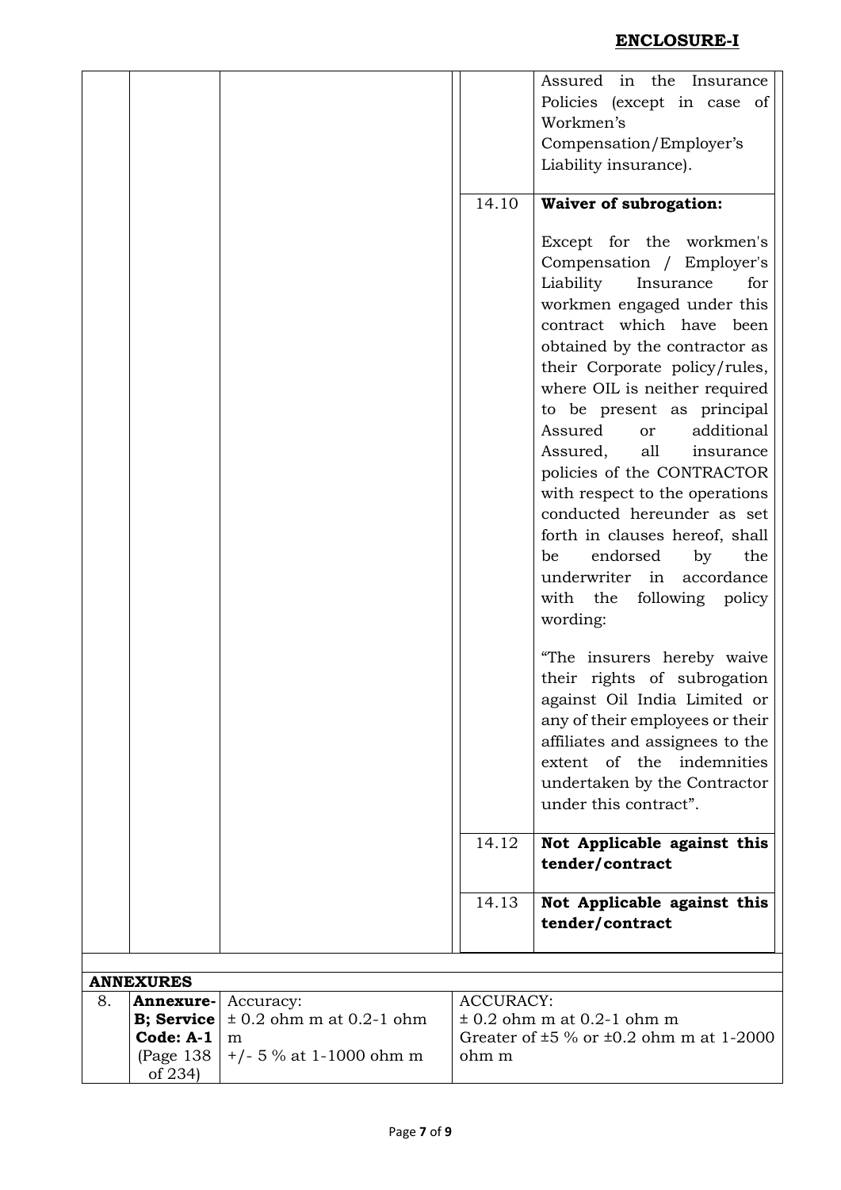## ENCLOSURE-I

| | | | | |
|---|---|---|---|---|
| | | | | Assured in the Insurance Policies (except in case of Workmen's Compensation/Employer's Liability insurance). |
| | | | 14.10 | **Waiver of subrogation:**<br><br>Except for the workmen's Compensation / Employer's Liability Insurance for workmen engaged under this contract which have been obtained by the contractor as their Corporate policy/rules, where OIL is neither required to be present as principal Assured or additional Assured, all insurance policies of the CONTRACTOR with respect to the operations conducted hereunder as set forth in clauses hereof, shall be endorsed by the underwriter in accordance with the following policy wording:<br><br>"The insurers hereby waive their rights of subrogation against Oil India Limited or any of their employees or their affiliates and assignees to the extent of the indemnities undertaken by the Contractor under this contract". |
| | | | 14.12 | **Not Applicable against this tender/contract** |
| | | | 14.13 | **Not Applicable against this tender/contract** |

| **ANNEXURES** | | | |
|---|---|---|---|
| 8. | **Annexure-B; Service Code: A-1** (Page 138 of 234) | Accuracy:<br>± 0.2 ohm m at 0.2-1 ohm m<br>+/- 5 % at 1-1000 ohm m | ACCURACY:<br>± 0.2 ohm m at 0.2-1 ohm m<br>Greater of ±5 % or ±0.2 ohm m at 1-2000 ohm m |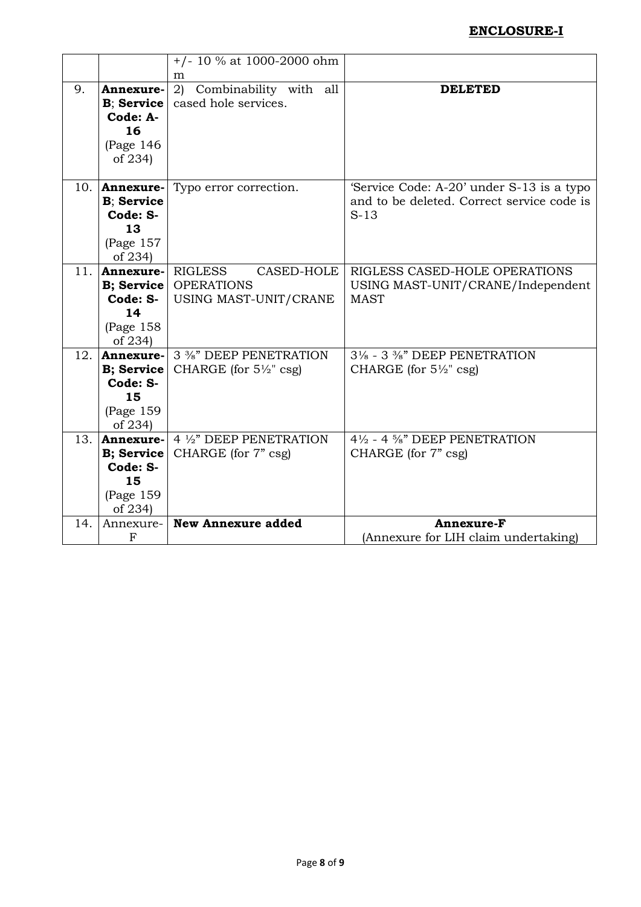**ENCLOSURE-I**

| | | | |
|---|---|---|---|
| | | +/- 10 % at 1000-2000 ohm m | |
| 9. | **Annexure-B**; **Service Code: A-16** (Page 146 of 234) | 2) Combinability with all cased hole services. | **DELETED** |
| 10. | **Annexure-B**; **Service Code: S-13** (Page 157 of 234) | Typo error correction. | 'Service Code: A-20' under S-13 is a typo and to be deleted. Correct service code is S-13 |
| 11. | **Annexure-B; Service Code: S-14** (Page 158 of 234) | RIGLESS CASED-HOLE OPERATIONS USING MAST-UNIT/CRANE | RIGLESS CASED-HOLE OPERATIONS USING MAST-UNIT/CRANE/Independent MAST |
| 12. | **Annexure-B; Service Code: S-15** (Page 159 of 234) | 3 ⅜" DEEP PENETRATION CHARGE (for 5½" csg) | 3⅛ - 3 ⅜" DEEP PENETRATION CHARGE (for 5½" csg) |
| 13. | **Annexure-B; Service Code: S-15** (Page 159 of 234) | 4 ½" DEEP PENETRATION CHARGE (for 7" csg) | 4½ - 4 ⅝" DEEP PENETRATION CHARGE (for 7" csg) |
| 14. | Annexure-F | **New Annexure added** | **Annexure-F** (Annexure for LIH claim undertaking) |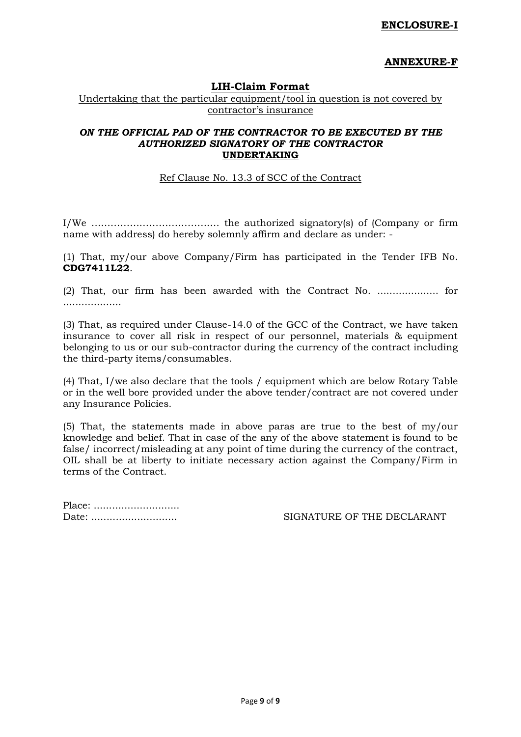**ENCLOSURE-I**

**ANNEXURE-F**

## LIH-Claim Format

Undertaking that the particular equipment/tool in question is not covered by contractor's insurance

***ON THE OFFICIAL PAD OF THE CONTRACTOR TO BE EXECUTED BY THE AUTHORIZED SIGNATORY OF THE CONTRACTOR***

**UNDERTAKING**

Ref Clause No. 13.3 of SCC of the Contract

I/We ………………………………… the authorized signatory(s) of (Company or firm name with address) do hereby solemnly affirm and declare as under: -

(1) That, my/our above Company/Firm has participated in the Tender IFB No. **CDG7411L22**.

(2) That, our firm has been awarded with the Contract No. .................... for ...................

(3) That, as required under Clause-14.0 of the GCC of the Contract, we have taken insurance to cover all risk in respect of our personnel, materials & equipment belonging to us or our sub-contractor during the currency of the contract including the third-party items/consumables.

(4) That, I/we also declare that the tools / equipment which are below Rotary Table or in the well bore provided under the above tender/contract are not covered under any Insurance Policies.

(5) That, the statements made in above paras are true to the best of my/our knowledge and belief. That in case of the any of the above statement is found to be false/ incorrect/misleading at any point of time during the currency of the contract, OIL shall be at liberty to initiate necessary action against the Company/Firm in terms of the Contract.

Place: ……………………….

Date: ……………………….

SIGNATURE OF THE DECLARANT